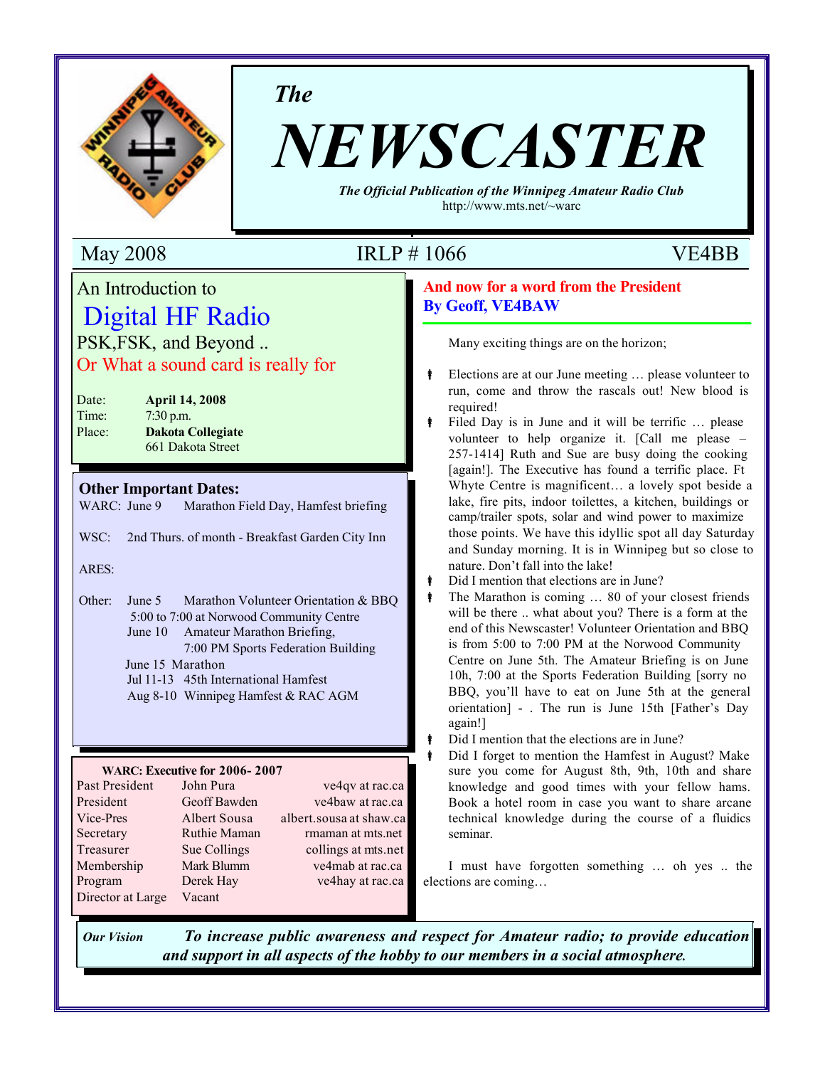*The*

# NEWSCASTER

***The Official Publication of the Winnipeg Amateur Radio Club***
http://www.mts.net/~warc

May 2008 | IRLP # 1066 | VE4BB

## An Introduction to Digital HF Radio

PSK,FSK, and Beyond ..

Or What a sound card is really for

Date: **April 14, 2008**
Time: 7:30 p.m.
Place: **Dakota Collegiate**
661 Dakota Street

### Other Important Dates:

WARC: June 9 Marathon Field Day, Hamfest briefing

WSC: 2nd Thurs. of month - Breakfast Garden City Inn

ARES:

Other: June 5 Marathon Volunteer Orientation & BBQ
5:00 to 7:00 at Norwood Community Centre
June 10 Amateur Marathon Briefing,
7:00 PM Sports Federation Building
June 15 Marathon
Jul 11-13 45th International Hamfest
Aug 8-10 Winnipeg Hamfest & RAC AGM

**WARC: Executive for 2006- 2007**

| | | |
|---|---|---|
| Past President | John Pura | ve4qv at rac.ca |
| President | Geoff Bawden | ve4baw at rac.ca |
| Vice-Pres | Albert Sousa | albert.sousa at shaw.ca |
| Secretary | Ruthie Maman | rmaman at mts.net |
| Treasurer | Sue Collings | collings at mts.net |
| Membership | Mark Blumm | ve4mab at rac.ca |
| Program | Derek Hay | ve4hay at rac.ca |
| Director at Large | Vacant | |

## And now for a word from the President
### By Geoff, VE4BAW

Many exciting things are on the horizon;

- Elections are at our June meeting … please volunteer to run, come and throw the rascals out! New blood is required!
- Filed Day is in June and it will be terrific … please volunteer to help organize it. [Call me please – 257-1414] Ruth and Sue are busy doing the cooking [again!]. The Executive has found a terrific place. Ft Whyte Centre is magnificent… a lovely spot beside a lake, fire pits, indoor toilettes, a kitchen, buildings or camp/trailer spots, solar and wind power to maximize those points. We have this idyllic spot all day Saturday and Sunday morning. It is in Winnipeg but so close to nature. Don't fall into the lake!
- Did I mention that elections are in June?
- The Marathon is coming … 80 of your closest friends will be there .. what about you? There is a form at the end of this Newscaster! Volunteer Orientation and BBQ is from 5:00 to 7:00 PM at the Norwood Community Centre on June 5th. The Amateur Briefing is on June 10h, 7:00 at the Sports Federation Building [sorry no BBQ, you'll have to eat on June 5th at the general orientation] - . The run is June 15th [Father's Day again!]
- Did I mention that the elections are in June?
- Did I forget to mention the Hamfest in August? Make sure you come for August 8th, 9th, 10th and share knowledge and good times with your fellow hams. Book a hotel room in case you want to share arcane technical knowledge during the course of a fluidics seminar.

I must have forgotten something … oh yes .. the elections are coming…

***Our Vision*** ***To increase public awareness and respect for Amateur radio; to provide education and support in all aspects of the hobby to our members in a social atmosphere.***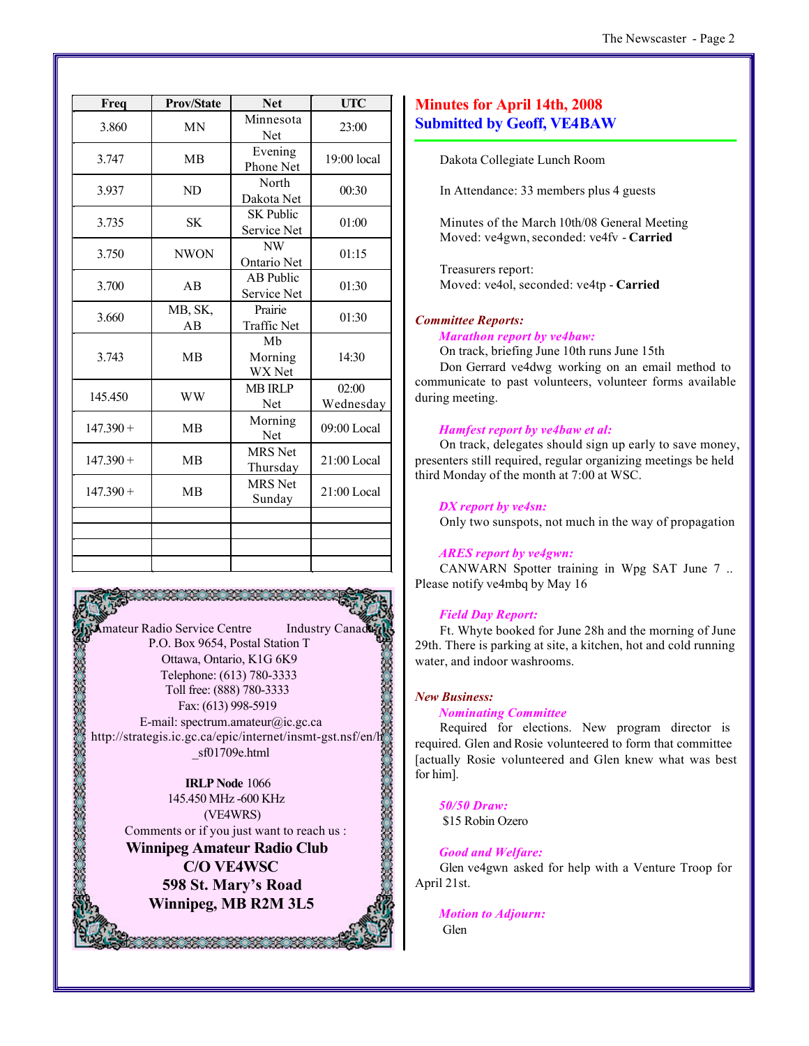| Freq | Prov/State | Net | UTC |
|---|---|---|---|
| 3.860 | MN | Minnesota Net | 23:00 |
| 3.747 | MB | Evening Phone Net | 19:00 local |
| 3.937 | ND | North Dakota Net | 00:30 |
| 3.735 | SK | SK Public Service Net | 01:00 |
| 3.750 | NWON | NW Ontario Net | 01:15 |
| 3.700 | AB | AB Public Service Net | 01:30 |
| 3.660 | MB, SK, AB | Prairie Traffic Net | 01:30 |
| 3.743 | MB | Mb Morning WX Net | 14:30 |
| 145.450 | WW | MB IRLP Net | 02:00 Wednesday |
| 147.390 + | MB | Morning Net | 09:00 Local |
| 147.390 + | MB | MRS Net Thursday | 21:00 Local |
| 147.390 + | MB | MRS Net Sunday | 21:00 Local |
| | | | |
| | | | |
| | | | |
| | | | |

Amateur Radio Service Centre Industry Canada
P.O. Box 9654, Postal Station T
Ottawa, Ontario, K1G 6K9
Telephone: (613) 780-3333
Toll free: (888) 780-3333
Fax: (613) 998-5919
E-mail: spectrum.amateur@ic.gc.ca
http://strategis.ic.gc.ca/epic/internet/insmt-gst.nsf/en/h_sf01709e.html

**IRLP Node** 1066
145.450 MHz -600 KHz
(VE4WRS)
Comments or if you just want to reach us :

**Winnipeg Amateur Radio Club**
**C/O VE4WSC**
**598 St. Mary's Road**
**Winnipeg, MB R2M 3L5**

## Minutes for April 14th, 2008
## Submitted by Geoff, VE4BAW

Dakota Collegiate Lunch Room

In Attendance: 33 members plus 4 guests

Minutes of the March 10th/08 General Meeting
Moved: ve4gwn, seconded: ve4fv - **Carried**

Treasurers report:
Moved: ve4ol, seconded: ve4tp - **Carried**

***Committee Reports:***

***Marathon report by ve4baw:***

On track, briefing June 10th runs June 15th

Don Gerrard ve4dwg working on an email method to communicate to past volunteers, volunteer forms available during meeting.

***Hamfest report by ve4baw et al:***

On track, delegates should sign up early to save money, presenters still required, regular organizing meetings be held third Monday of the month at 7:00 at WSC.

***DX report by ve4sn:***

Only two sunspots, not much in the way of propagation

***ARES report by ve4gwn:***

CANWARN Spotter training in Wpg SAT June 7 .. Please notify ve4mbq by May 16

***Field Day Report:***

Ft. Whyte booked for June 28h and the morning of June 29th. There is parking at site, a kitchen, hot and cold running water, and indoor washrooms.

***New Business:***

***Nominating Committee***

Required for elections. New program director is required. Glen and Rosie volunteered to form that committee [actually Rosie volunteered and Glen knew what was best for him].

***50/50 Draw:***

$15 Robin Ozero

***Good and Welfare:***

Glen ve4gwn asked for help with a Venture Troop for April 21st.

***Motion to Adjourn:***

Glen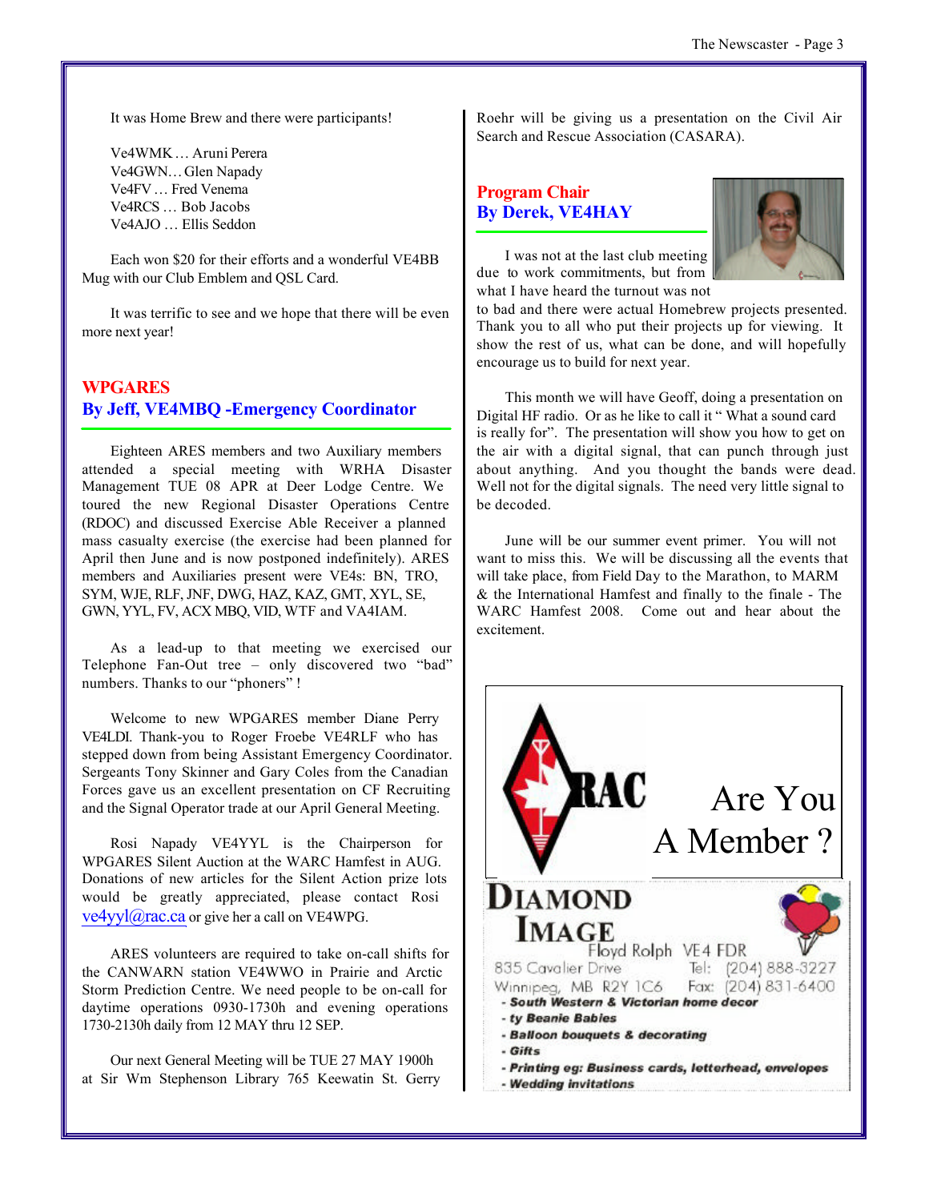It was Home Brew and there were participants!

Ve4WMK … Aruni Perera
Ve4GWN… Glen Napady
Ve4FV … Fred Venema
Ve4RCS … Bob Jacobs
Ve4AJO … Ellis Seddon

Each won $20 for their efforts and a wonderful VE4BB Mug with our Club Emblem and QSL Card.

It was terrific to see and we hope that there will be even more next year!

## WPGARES
## By Jeff, VE4MBQ -Emergency Coordinator

Eighteen ARES members and two Auxiliary members attended a special meeting with WRHA Disaster Management TUE 08 APR at Deer Lodge Centre. We toured the new Regional Disaster Operations Centre (RDOC) and discussed Exercise Able Receiver a planned mass casualty exercise (the exercise had been planned for April then June and is now postponed indefinitely). ARES members and Auxiliaries present were VE4s: BN, TRO, SYM, WJE, RLF, JNF, DWG, HAZ, KAZ, GMT, XYL, SE, GWN, YYL, FV, ACX MBQ, VID, WTF and VA4IAM.

As a lead-up to that meeting we exercised our Telephone Fan-Out tree – only discovered two "bad" numbers. Thanks to our "phoners" !

Welcome to new WPGARES member Diane Perry VE4LDI. Thank-you to Roger Froebe VE4RLF who has stepped down from being Assistant Emergency Coordinator. Sergeants Tony Skinner and Gary Coles from the Canadian Forces gave us an excellent presentation on CF Recruiting and the Signal Operator trade at our April General Meeting.

Rosi Napady VE4YYL is the Chairperson for WPGARES Silent Auction at the WARC Hamfest in AUG. Donations of new articles for the Silent Action prize lots would be greatly appreciated, please contact Rosi ve4yyl@rac.ca or give her a call on VE4WPG.

ARES volunteers are required to take on-call shifts for the CANWARN station VE4WWO in Prairie and Arctic Storm Prediction Centre. We need people to be on-call for daytime operations 0930-1730h and evening operations 1730-2130h daily from 12 MAY thru 12 SEP.

Our next General Meeting will be TUE 27 MAY 1900h at Sir Wm Stephenson Library 765 Keewatin St. Gerry Roehr will be giving us a presentation on the Civil Air Search and Rescue Association (CASARA).

## Program Chair
## By Derek, VE4HAY

I was not at the last club meeting due to work commitments, but from what I have heard the turnout was not to bad and there were actual Homebrew projects presented. Thank you to all who put their projects up for viewing. It show the rest of us, what can be done, and will hopefully encourage us to build for next year.

This month we will have Geoff, doing a presentation on Digital HF radio. Or as he like to call it " What a sound card is really for". The presentation will show you how to get on the air with a digital signal, that can punch through just about anything. And you thought the bands were dead. Well not for the digital signals. The need very little signal to be decoded.

June will be our summer event primer. You will not want to miss this. We will be discussing all the events that will take place, from Field Day to the Marathon, to MARM & the International Hamfest and finally to the finale - The WARC Hamfest 2008. Come out and hear about the excitement.

RAC

Are You A Member ?

**DIAMOND IMAGE**
Floyd Rolph VE4 FDR
835 Cavalier Drive
Winnipeg, MB R2Y 1C6
Tel: (204) 888-3227
Fax: (204) 831-6400

- South Western & Victorian home decor
- ty Beanie Babies
- Balloon bouquets & decorating
- Gifts
- Printing eg: Business cards, letterhead, envelopes
- Wedding invitations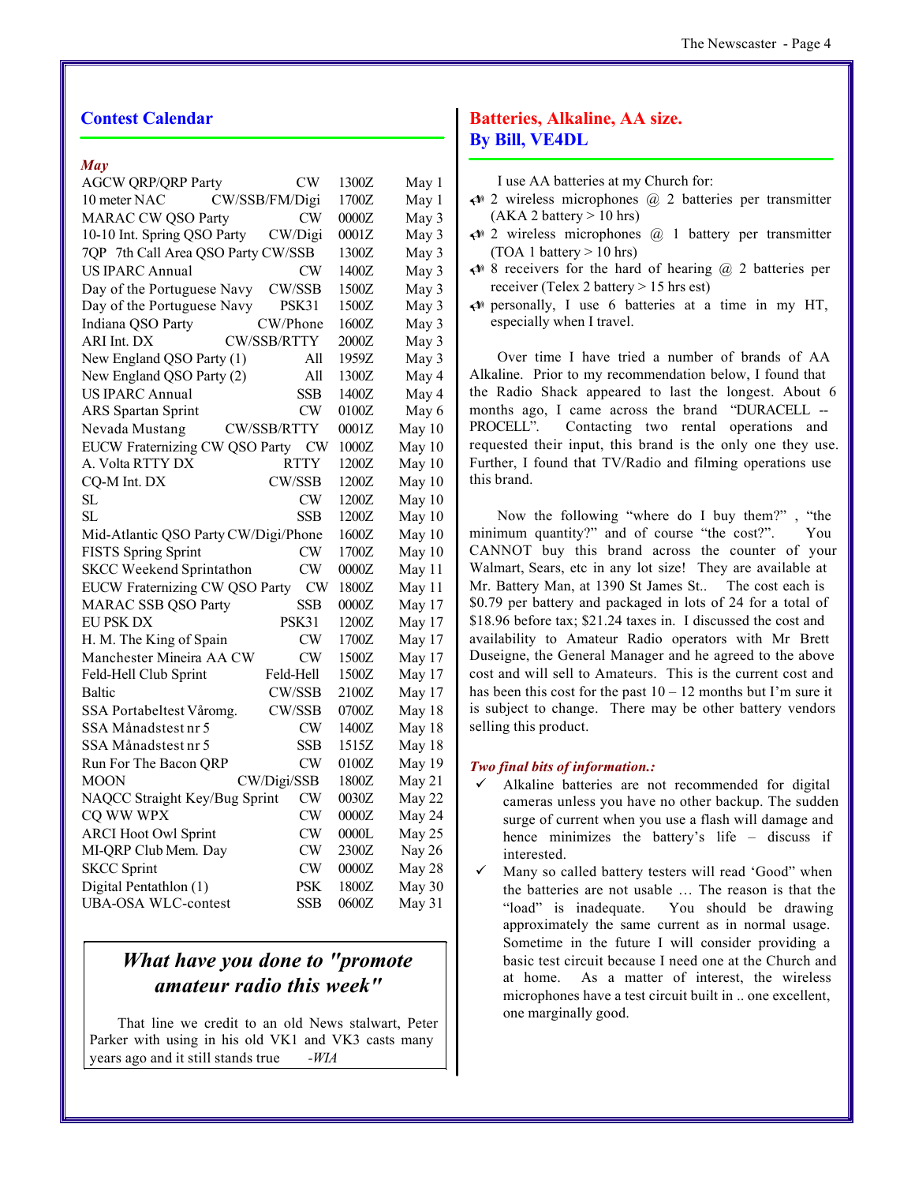## Contest Calendar

*May*

| Contest | Mode | Time | Date |
|---|---|---|---|
| AGCW QRP/QRP Party | CW | 1300Z | May 1 |
| 10 meter NAC | CW/SSB/FM/Digi | 1700Z | May 1 |
| MARAC CW QSO Party | CW | 0000Z | May 3 |
| 10-10 Int. Spring QSO Party | CW/Digi | 0001Z | May 3 |
| 7QP 7th Call Area QSO Party | CW/SSB | 1300Z | May 3 |
| US IPARC Annual | CW | 1400Z | May 3 |
| Day of the Portuguese Navy | CW/SSB | 1500Z | May 3 |
| Day of the Portuguese Navy | PSK31 | 1500Z | May 3 |
| Indiana QSO Party | CW/Phone | 1600Z | May 3 |
| ARI Int. DX | CW/SSB/RTTY | 2000Z | May 3 |
| New England QSO Party (1) | All | 1959Z | May 3 |
| New England QSO Party (2) | All | 1300Z | May 4 |
| US IPARC Annual | SSB | 1400Z | May 4 |
| ARS Spartan Sprint | CW | 0100Z | May 6 |
| Nevada Mustang | CW/SSB/RTTY | 0001Z | May 10 |
| EUCW Fraternizing CW QSO Party | CW | 1000Z | May 10 |
| A. Volta RTTY DX | RTTY | 1200Z | May 10 |
| CQ-M Int. DX | CW/SSB | 1200Z | May 10 |
| SL | CW | 1200Z | May 10 |
| SL | SSB | 1200Z | May 10 |
| Mid-Atlantic QSO Party | CW/Digi/Phone | 1600Z | May 10 |
| FISTS Spring Sprint | CW | 1700Z | May 10 |
| SKCC Weekend Sprintathon | CW | 0000Z | May 11 |
| EUCW Fraternizing CW QSO Party | CW | 1800Z | May 11 |
| MARAC SSB QSO Party | SSB | 0000Z | May 17 |
| EU PSK DX | PSK31 | 1200Z | May 17 |
| H. M. The King of Spain | CW | 1700Z | May 17 |
| Manchester Mineira AA CW | CW | 1500Z | May 17 |
| Feld-Hell Club Sprint | Feld-Hell | 1500Z | May 17 |
| Baltic | CW/SSB | 2100Z | May 17 |
| SSA Portabeltest Våromg. | CW/SSB | 0700Z | May 18 |
| SSA Månadstest nr 5 | CW | 1400Z | May 18 |
| SSA Månadstest nr 5 | SSB | 1515Z | May 18 |
| Run For The Bacon QRP | CW | 0100Z | May 19 |
| MOON | CW/Digi/SSB | 1800Z | May 21 |
| NAQCC Straight Key/Bug Sprint | CW | 0030Z | May 22 |
| CQ WW WPX | CW | 0000Z | May 24 |
| ARCI Hoot Owl Sprint | CW | 0000L | May 25 |
| MI-QRP Club Mem. Day | CW | 2300Z | Nay 26 |
| SKCC Sprint | CW | 0000Z | May 28 |
| Digital Pentathlon (1) | PSK | 1800Z | May 30 |
| UBA-OSA WLC-contest | SSB | 0600Z | May 31 |

### *What have you done to "promote amateur radio this week"*

That line we credit to an old News stalwart, Peter Parker with using in his old VK1 and VK3 casts many years ago and it still stands true *-WIA*

## Batteries, Alkaline, AA size.
## By Bill, VE4DL

I use AA batteries at my Church for:

- 2 wireless microphones @ 2 batteries per transmitter (AKA 2 battery > 10 hrs)
- 2 wireless microphones @ 1 battery per transmitter (TOA 1 battery > 10 hrs)
- 8 receivers for the hard of hearing @ 2 batteries per receiver (Telex 2 battery > 15 hrs est)
- personally, I use 6 batteries at a time in my HT, especially when I travel.

Over time I have tried a number of brands of AA Alkaline. Prior to my recommendation below, I found that the Radio Shack appeared to last the longest. About 6 months ago, I came across the brand "DURACELL -- PROCELL". Contacting two rental operations and requested their input, this brand is the only one they use. Further, I found that TV/Radio and filming operations use this brand.

Now the following "where do I buy them?" , "the minimum quantity?" and of course "the cost?". You CANNOT buy this brand across the counter of your Walmart, Sears, etc in any lot size! They are available at Mr. Battery Man, at 1390 St James St.. The cost each is $0.79 per battery and packaged in lots of 24 for a total of $18.96 before tax; $21.24 taxes in. I discussed the cost and availability to Amateur Radio operators with Mr Brett Duseigne, the General Manager and he agreed to the above cost and will sell to Amateurs. This is the current cost and has been this cost for the past 10 – 12 months but I'm sure it is subject to change. There may be other battery vendors selling this product.

*Two final bits of information.:*

- ✓ Alkaline batteries are not recommended for digital cameras unless you have no other backup. The sudden surge of current when you use a flash will damage and hence minimizes the battery's life – discuss if interested.
- ✓ Many so called battery testers will read 'Good' when the batteries are not usable … The reason is that the "load" is inadequate. You should be drawing approximately the same current as in normal usage. Sometime in the future I will consider providing a basic test circuit because I need one at the Church and at home. As a matter of interest, the wireless microphones have a test circuit built in .. one excellent, one marginally good.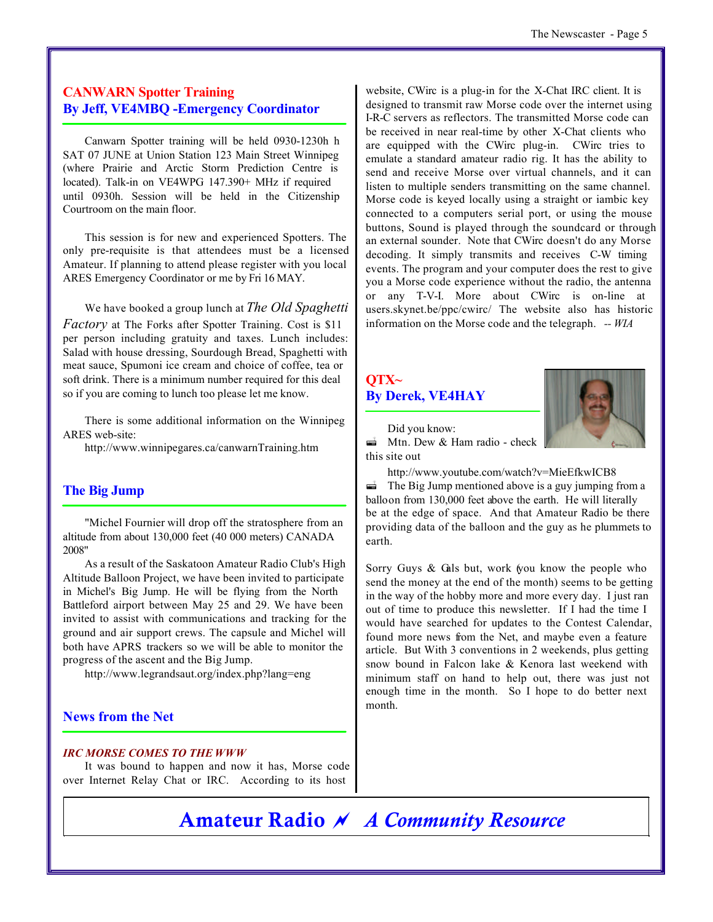## CANWARN Spotter Training
## By Jeff, VE4MBQ -Emergency Coordinator

Canwarn Spotter training will be held 0930-1230h h SAT 07 JUNE at Union Station 123 Main Street Winnipeg (where Prairie and Arctic Storm Prediction Centre is located). Talk-in on VE4WPG 147.390+ MHz if required until 0930h. Session will be held in the Citizenship Courtroom on the main floor.

This session is for new and experienced Spotters. The only pre-requisite is that attendees must be a licensed Amateur. If planning to attend please register with you local ARES Emergency Coordinator or me by Fri 16 MAY.

We have booked a group lunch at *The Old Spaghetti Factory* at The Forks after Spotter Training. Cost is $11 per person including gratuity and taxes. Lunch includes: Salad with house dressing, Sourdough Bread, Spaghetti with meat sauce, Spumoni ice cream and choice of coffee, tea or soft drink. There is a minimum number required for this deal so if you are coming to lunch too please let me know.

There is some additional information on the Winnipeg ARES web-site:

http://www.winnipegares.ca/canwarnTraining.htm

## The Big Jump

"Michel Fournier will drop off the stratosphere from an altitude from about 130,000 feet (40 000 meters) CANADA 2008"

As a result of the Saskatoon Amateur Radio Club's High Altitude Balloon Project, we have been invited to participate in Michel's Big Jump. He will be flying from the North Battleford airport between May 25 and 29. We have been invited to assist with communications and tracking for the ground and air support crews. The capsule and Michel will both have APRS trackers so we will be able to monitor the progress of the ascent and the Big Jump.

http://www.legrandsaut.org/index.php?lang=eng

## News from the Net

### *IRC MORSE COMES TO THE WWW*

It was bound to happen and now it has, Morse code over Internet Relay Chat or IRC. According to its host website, CWirc is a plug-in for the X-Chat IRC client. It is designed to transmit raw Morse code over the internet using I-R-C servers as reflectors. The transmitted Morse code can be received in near real-time by other X-Chat clients who are equipped with the CWirc plug-in. CWirc tries to emulate a standard amateur radio rig. It has the ability to send and receive Morse over virtual channels, and it can listen to multiple senders transmitting on the same channel. Morse code is keyed locally using a straight or iambic key connected to a computers serial port, or using the mouse buttons, Sound is played through the soundcard or through an external sounder. Note that CWirc doesn't do any Morse decoding. It simply transmits and receives C-W timing events. The program and your computer does the rest to give you a Morse code experience without the radio, the antenna or any T-V-I. More about CWirc is on-line at users.skynet.be/ppc/cwirc/ The website also has historic information on the Morse code and the telegraph. *-- WIA*

## QTX~
## By Derek, VE4HAY

Did you know:

- Mtn. Dew & Ham radio - check this site out

  http://www.youtube.com/watch?v=MieEfkwICB8

- The Big Jump mentioned above is a guy jumping from a balloon from 130,000 feet above the earth. He will literally be at the edge of space. And that Amateur Radio be there providing data of the balloon and the guy as he plummets to earth.

Sorry Guys & Gals but, work (you know the people who send the money at the end of the month) seems to be getting in the way of the hobby more and more every day. I just ran out of time to produce this newsletter. If I had the time I would have searched for updates to the Contest Calendar, found more news from the Net, and maybe even a feature article. But With 3 conventions in 2 weekends, plus getting snow bound in Falcon lake & Kenora last weekend with minimum staff on hand to help out, there was just not enough time in the month. So I hope to do better next month.

**Amateur Radio ⚡ *A Community Resource***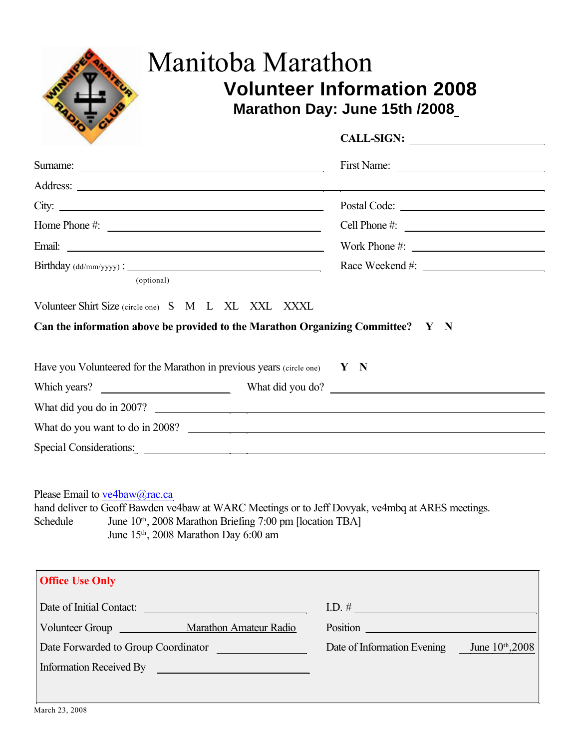# Manitoba Marathon

## Volunteer Information 2008

### Marathon Day: June 15th /2008_

**CALL-SIGN:** ____________________

Surname: ______________________________ First Name: ____________________

Address: ____________________________________________________________

City: ______________________________ Postal Code: ____________________

Home Phone #: ______________________________ Cell Phone #: ____________________

Email: ______________________________ Work Phone #: ____________________

Birthday (dd/mm/yyyy) : ______________________________ Race Weekend #: ____________________

(optional)

Volunteer Shirt Size (circle one) S M L XL XXL XXXL

**Can the information above be provided to the Marathon Organizing Committee? Y N**

Have you Volunteered for the Marathon in previous years (circle one) **Y N**

Which years? ____________________ What did you do? ____________________

What did you do in 2007? ________________________________________

What do you want to do in 2008? ________________________________________

Special Considerations:_ ________________________________________

Please Email to ve4baw@rac.ca

hand deliver to Geoff Bawden ve4baw at WARC Meetings or to Jeff Dovyak, ve4mbq at ARES meetings.

Schedule June 10th, 2008 Marathon Briefing 7:00 pm [location TBA]

June 15th, 2008 Marathon Day 6:00 am

**Office Use Only**

Date of Initial Contact: ____________________ I.D. # ____________________

Volunteer Group ________ Marathon Amateur Radio Position ____________________

Date Forwarded to Group Coordinator ____________________ Date of Information Evening June 10th,2008

Information Received By ____________________

March 23, 2008